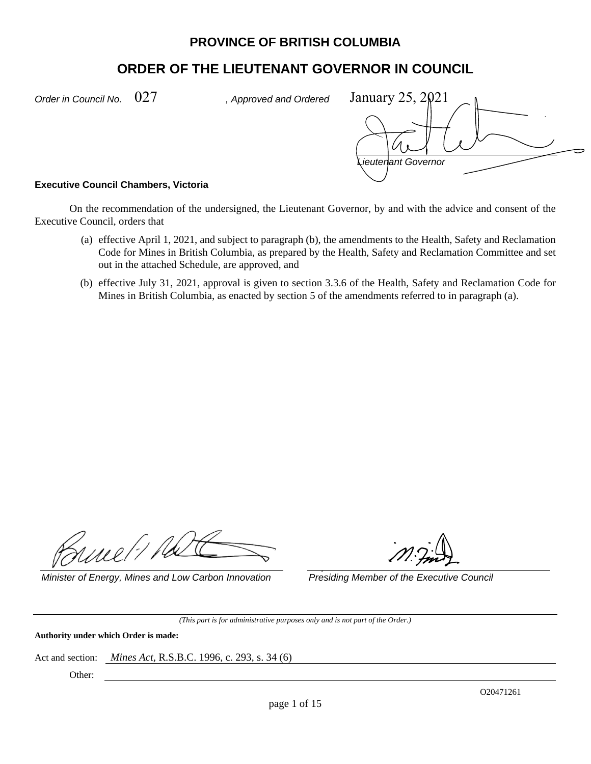# PROVINCE OF BRITISH COLUMBIA

## ORDER OF THE LIEUTENANT GOVERNOR IN COUNCIL

*Order in Council No.* 027 *, Approved and Ordered* January 25, 2021

*Lieutenant Governor*

**Executive Council Chambers, Victoria**

On the recommendation of the undersigned, the Lieutenant Governor, by and with the advice and consent of the Executive Council, orders that

(a) effective April 1, 2021, and subject to paragraph (b), the amendments to the Health, Safety and Reclamation Code for Mines in British Columbia, as prepared by the Health, Safety and Reclamation Committee and set out in the attached Schedule, are approved, and

(b) effective July 31, 2021, approval is given to section 3.3.6 of the Health, Safety and Reclamation Code for Mines in British Columbia, as enacted by section 5 of the amendments referred to in paragraph (a).

*Minister of Energy, Mines and Low Carbon Innovation*

*Presiding Member of the Executive Council*

---

*(This part is for administrative purposes only and is not part of the Order.)*

**Authority under which Order is made:**

Act and section: *Mines Act*, R.S.B.C. 1996, c. 293, s. 34 (6)

Other:

O20471261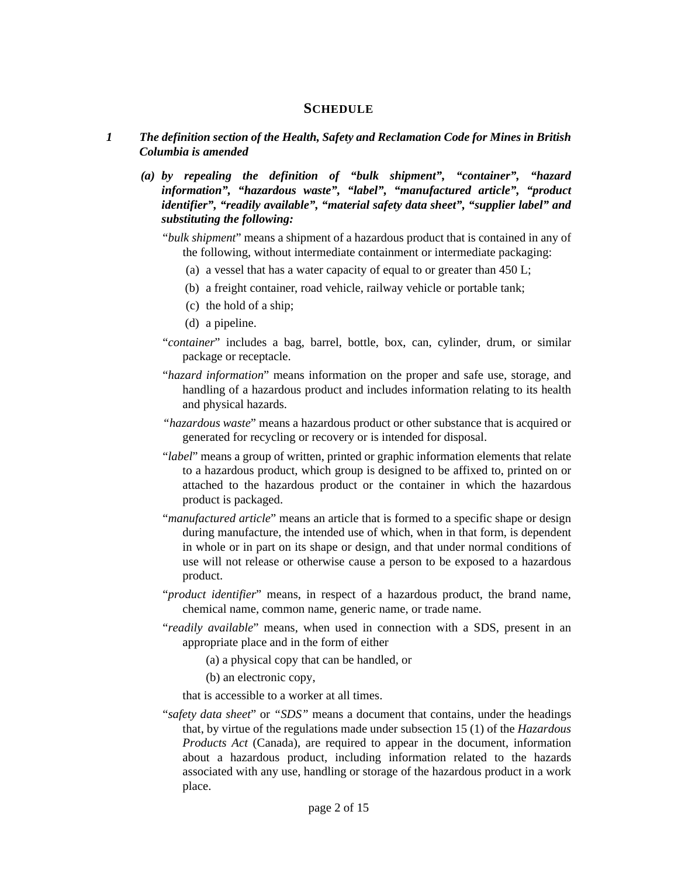## SCHEDULE

***1 The definition section of the Health, Safety and Reclamation Code for Mines in British Columbia is amended***

***(a) by repealing the definition of "bulk shipment", "container", "hazard information", "hazardous waste", "label", "manufactured article", "product identifier", "readily available", "material safety data sheet", "supplier label" and substituting the following:***

"*bulk shipment*" means a shipment of a hazardous product that is contained in any of the following, without intermediate containment or intermediate packaging:

(a) a vessel that has a water capacity of equal to or greater than 450 L;

(b) a freight container, road vehicle, railway vehicle or portable tank;

(c) the hold of a ship;

(d) a pipeline.

"*container*" includes a bag, barrel, bottle, box, can, cylinder, drum, or similar package or receptacle.

"*hazard information*" means information on the proper and safe use, storage, and handling of a hazardous product and includes information relating to its health and physical hazards.

"*hazardous waste*" means a hazardous product or other substance that is acquired or generated for recycling or recovery or is intended for disposal.

"*label*" means a group of written, printed or graphic information elements that relate to a hazardous product, which group is designed to be affixed to, printed on or attached to the hazardous product or the container in which the hazardous product is packaged.

"*manufactured article*" means an article that is formed to a specific shape or design during manufacture, the intended use of which, when in that form, is dependent in whole or in part on its shape or design, and that under normal conditions of use will not release or otherwise cause a person to be exposed to a hazardous product.

"*product identifier*" means, in respect of a hazardous product, the brand name, chemical name, common name, generic name, or trade name.

"*readily available*" means, when used in connection with a SDS, present in an appropriate place and in the form of either

(a) a physical copy that can be handled, or

(b) an electronic copy,

that is accessible to a worker at all times.

"*safety data sheet*" or *"SDS"* means a document that contains, under the headings that, by virtue of the regulations made under subsection 15 (1) of the *Hazardous Products Act* (Canada), are required to appear in the document, information about a hazardous product, including information related to the hazards associated with any use, handling or storage of the hazardous product in a work place.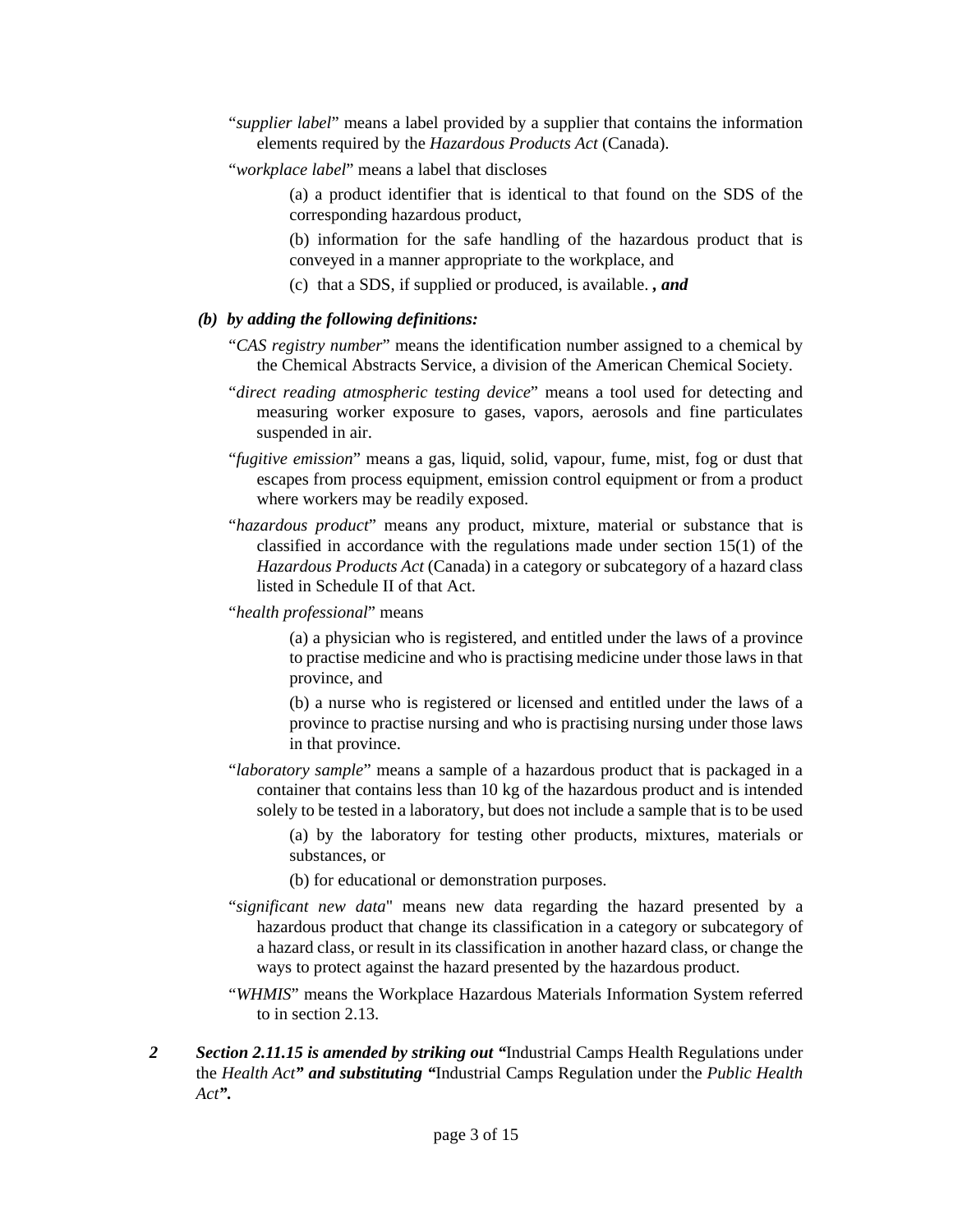"*supplier label*" means a label provided by a supplier that contains the information elements required by the *Hazardous Products Act* (Canada).

"*workplace label*" means a label that discloses

> (a) a product identifier that is identical to that found on the SDS of the corresponding hazardous product,
>
> (b) information for the safe handling of the hazardous product that is conveyed in a manner appropriate to the workplace, and
>
> (c) that a SDS, if supplied or produced, is available. ***, and***

***(b) by adding the following definitions:***

"*CAS registry number*" means the identification number assigned to a chemical by the Chemical Abstracts Service, a division of the American Chemical Society.

"*direct reading atmospheric testing device*" means a tool used for detecting and measuring worker exposure to gases, vapors, aerosols and fine particulates suspended in air.

"*fugitive emission*" means a gas, liquid, solid, vapour, fume, mist, fog or dust that escapes from process equipment, emission control equipment or from a product where workers may be readily exposed.

"*hazardous product*" means any product, mixture, material or substance that is classified in accordance with the regulations made under section 15(1) of the *Hazardous Products Act* (Canada) in a category or subcategory of a hazard class listed in Schedule II of that Act.

"*health professional*" means

> (a) a physician who is registered, and entitled under the laws of a province to practise medicine and who is practising medicine under those laws in that province, and
>
> (b) a nurse who is registered or licensed and entitled under the laws of a province to practise nursing and who is practising nursing under those laws in that province.

"*laboratory sample*" means a sample of a hazardous product that is packaged in a container that contains less than 10 kg of the hazardous product and is intended solely to be tested in a laboratory, but does not include a sample that is to be used

> (a) by the laboratory for testing other products, mixtures, materials or substances, or
>
> (b) for educational or demonstration purposes.

"*significant new data*" means new data regarding the hazard presented by a hazardous product that change its classification in a category or subcategory of a hazard class, or result in its classification in another hazard class, or change the ways to protect against the hazard presented by the hazardous product.

"*WHMIS*" means the Workplace Hazardous Materials Information System referred to in section 2.13.

***2*** ***Section 2.11.15 is amended by striking out "***Industrial Camps Health Regulations under the *Health Act**" and substituting "***Industrial Camps Regulation under the *Public Health Act**".***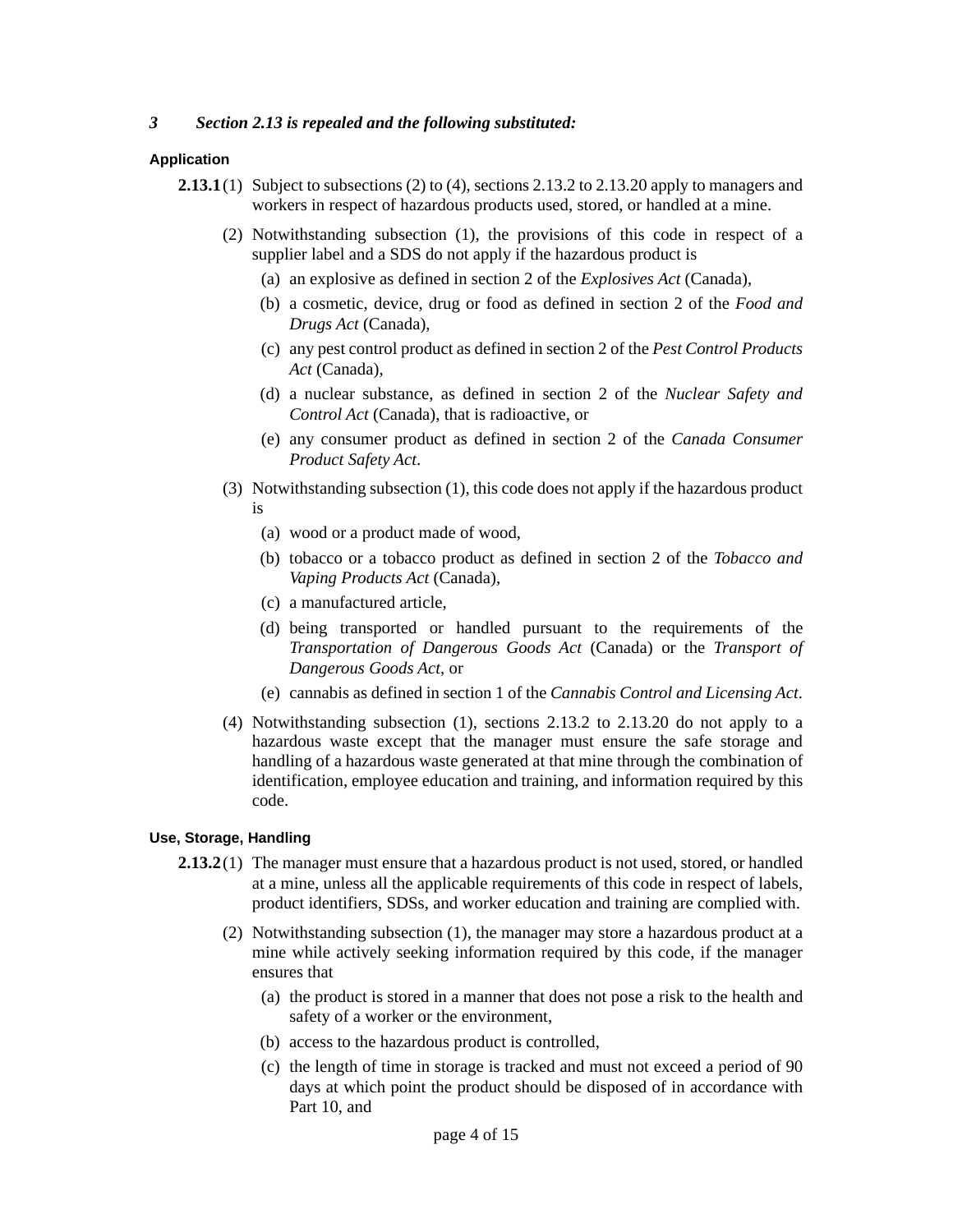***3 Section 2.13 is repealed and the following substituted:***

#### Application

**2.13.1** (1) Subject to subsections (2) to (4), sections 2.13.2 to 2.13.20 apply to managers and workers in respect of hazardous products used, stored, or handled at a mine.

(2) Notwithstanding subsection (1), the provisions of this code in respect of a supplier label and a SDS do not apply if the hazardous product is

- (a) an explosive as defined in section 2 of the *Explosives Act* (Canada),
- (b) a cosmetic, device, drug or food as defined in section 2 of the *Food and Drugs Act* (Canada),
- (c) any pest control product as defined in section 2 of the *Pest Control Products Act* (Canada),
- (d) a nuclear substance, as defined in section 2 of the *Nuclear Safety and Control Act* (Canada), that is radioactive, or
- (e) any consumer product as defined in section 2 of the *Canada Consumer Product Safety Act*.

(3) Notwithstanding subsection (1), this code does not apply if the hazardous product is

- (a) wood or a product made of wood,
- (b) tobacco or a tobacco product as defined in section 2 of the *Tobacco and Vaping Products Act* (Canada),
- (c) a manufactured article,
- (d) being transported or handled pursuant to the requirements of the *Transportation of Dangerous Goods Act* (Canada) or the *Transport of Dangerous Goods Act*, or
- (e) cannabis as defined in section 1 of the *Cannabis Control and Licensing Act*.

(4) Notwithstanding subsection (1), sections 2.13.2 to 2.13.20 do not apply to a hazardous waste except that the manager must ensure the safe storage and handling of a hazardous waste generated at that mine through the combination of identification, employee education and training, and information required by this code.

#### Use, Storage, Handling

**2.13.2** (1) The manager must ensure that a hazardous product is not used, stored, or handled at a mine, unless all the applicable requirements of this code in respect of labels, product identifiers, SDSs, and worker education and training are complied with.

(2) Notwithstanding subsection (1), the manager may store a hazardous product at a mine while actively seeking information required by this code, if the manager ensures that

- (a) the product is stored in a manner that does not pose a risk to the health and safety of a worker or the environment,
- (b) access to the hazardous product is controlled,
- (c) the length of time in storage is tracked and must not exceed a period of 90 days at which point the product should be disposed of in accordance with Part 10, and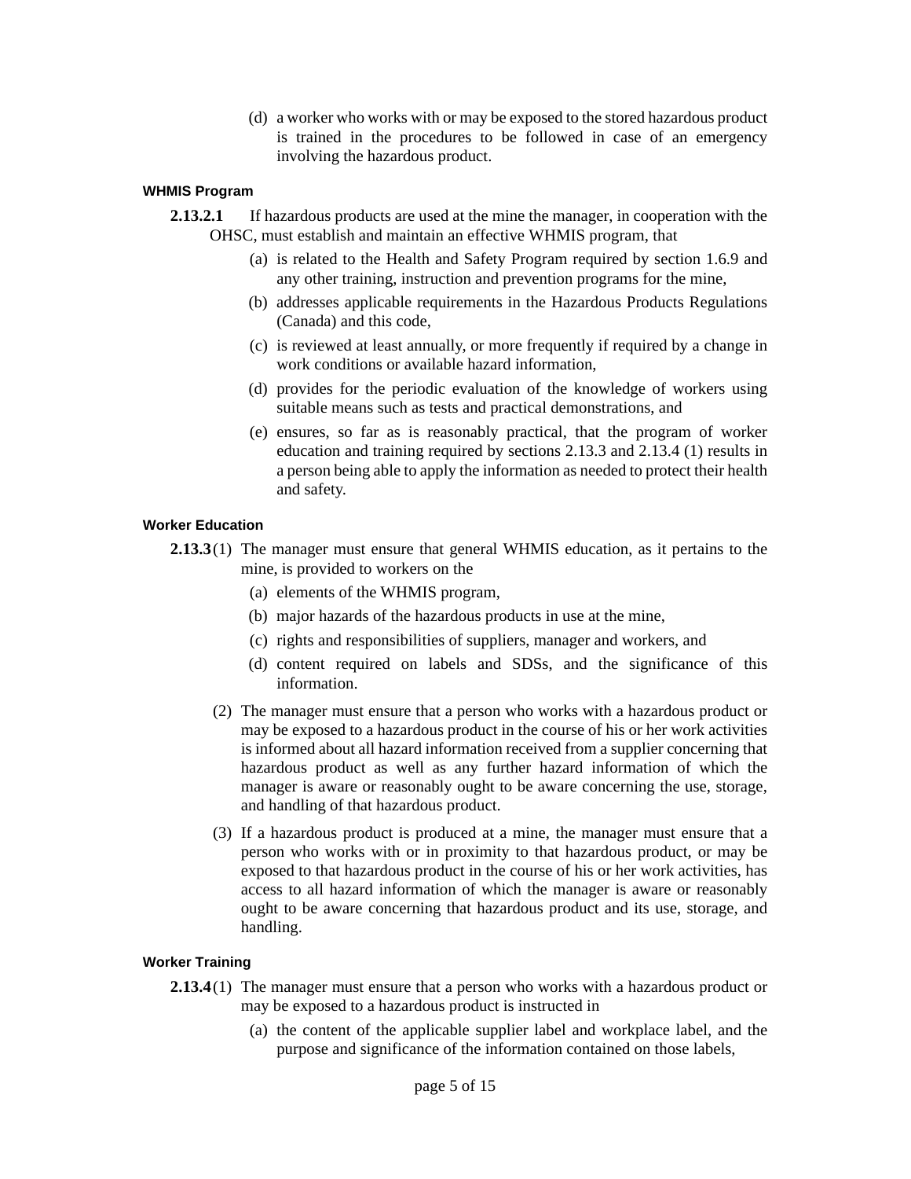(d) a worker who works with or may be exposed to the stored hazardous product is trained in the procedures to be followed in case of an emergency involving the hazardous product.

#### WHMIS Program

**2.13.2.1** If hazardous products are used at the mine the manager, in cooperation with the OHSC, must establish and maintain an effective WHMIS program, that

(a) is related to the Health and Safety Program required by section 1.6.9 and any other training, instruction and prevention programs for the mine,

(b) addresses applicable requirements in the Hazardous Products Regulations (Canada) and this code,

(c) is reviewed at least annually, or more frequently if required by a change in work conditions or available hazard information,

(d) provides for the periodic evaluation of the knowledge of workers using suitable means such as tests and practical demonstrations, and

(e) ensures, so far as is reasonably practical, that the program of worker education and training required by sections 2.13.3 and 2.13.4 (1) results in a person being able to apply the information as needed to protect their health and safety.

#### Worker Education

**2.13.3** (1) The manager must ensure that general WHMIS education, as it pertains to the mine, is provided to workers on the

(a) elements of the WHMIS program,

(b) major hazards of the hazardous products in use at the mine,

(c) rights and responsibilities of suppliers, manager and workers, and

(d) content required on labels and SDSs, and the significance of this information.

(2) The manager must ensure that a person who works with a hazardous product or may be exposed to a hazardous product in the course of his or her work activities is informed about all hazard information received from a supplier concerning that hazardous product as well as any further hazard information of which the manager is aware or reasonably ought to be aware concerning the use, storage, and handling of that hazardous product.

(3) If a hazardous product is produced at a mine, the manager must ensure that a person who works with or in proximity to that hazardous product, or may be exposed to that hazardous product in the course of his or her work activities, has access to all hazard information of which the manager is aware or reasonably ought to be aware concerning that hazardous product and its use, storage, and handling.

#### Worker Training

**2.13.4** (1) The manager must ensure that a person who works with a hazardous product or may be exposed to a hazardous product is instructed in

(a) the content of the applicable supplier label and workplace label, and the purpose and significance of the information contained on those labels,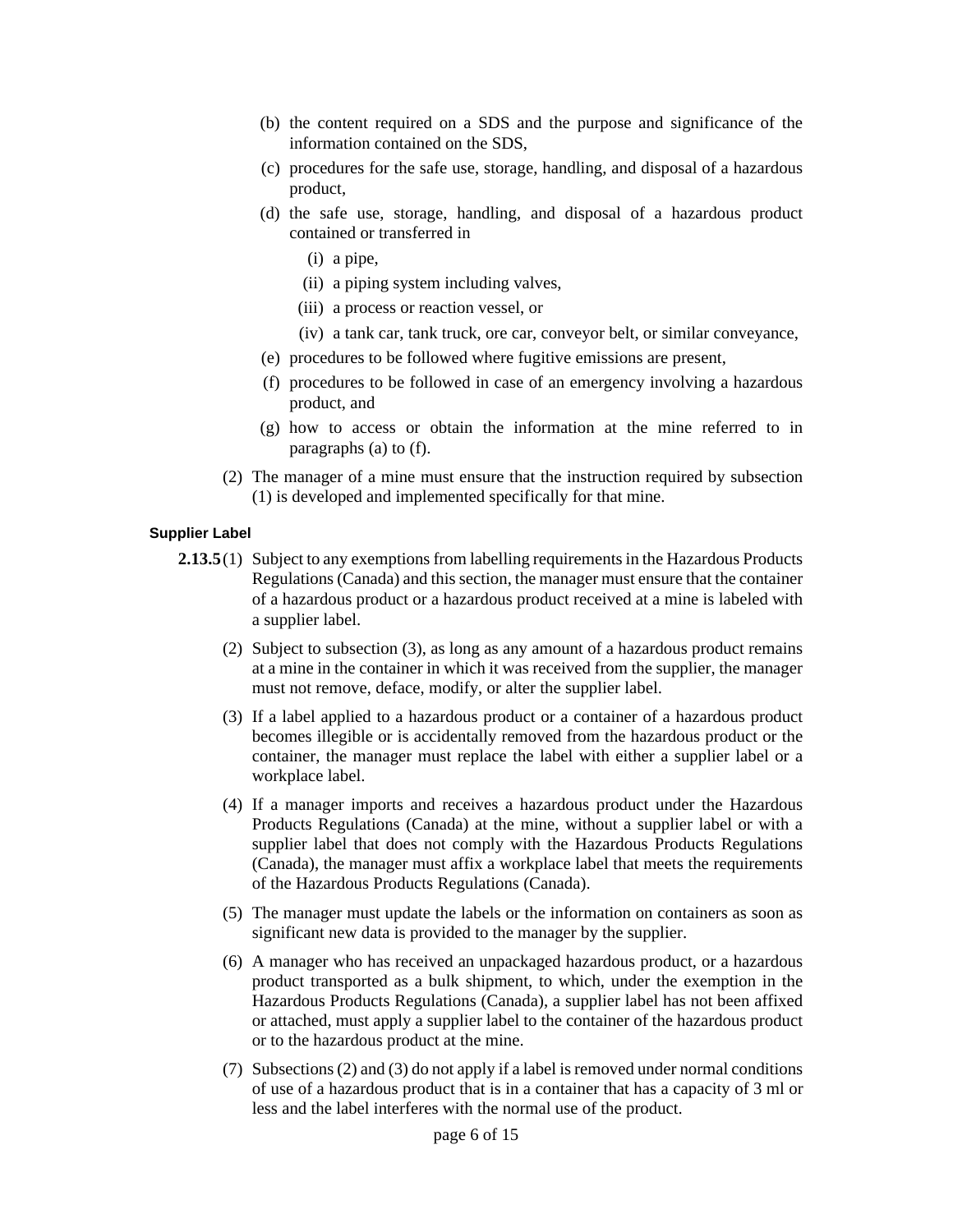- (b) the content required on a SDS and the purpose and significance of the information contained on the SDS,
- (c) procedures for the safe use, storage, handling, and disposal of a hazardous product,
- (d) the safe use, storage, handling, and disposal of a hazardous product contained or transferred in
  - (i) a pipe,
  - (ii) a piping system including valves,
  - (iii) a process or reaction vessel, or
  - (iv) a tank car, tank truck, ore car, conveyor belt, or similar conveyance,
- (e) procedures to be followed where fugitive emissions are present,
- (f) procedures to be followed in case of an emergency involving a hazardous product, and
- (g) how to access or obtain the information at the mine referred to in paragraphs (a) to (f).

(2) The manager of a mine must ensure that the instruction required by subsection (1) is developed and implemented specifically for that mine.

#### Supplier Label

**2.13.5** (1) Subject to any exemptions from labelling requirements in the Hazardous Products Regulations (Canada) and this section, the manager must ensure that the container of a hazardous product or a hazardous product received at a mine is labeled with a supplier label.

(2) Subject to subsection (3), as long as any amount of a hazardous product remains at a mine in the container in which it was received from the supplier, the manager must not remove, deface, modify, or alter the supplier label.

(3) If a label applied to a hazardous product or a container of a hazardous product becomes illegible or is accidentally removed from the hazardous product or the container, the manager must replace the label with either a supplier label or a workplace label.

(4) If a manager imports and receives a hazardous product under the Hazardous Products Regulations (Canada) at the mine, without a supplier label or with a supplier label that does not comply with the Hazardous Products Regulations (Canada), the manager must affix a workplace label that meets the requirements of the Hazardous Products Regulations (Canada).

(5) The manager must update the labels or the information on containers as soon as significant new data is provided to the manager by the supplier.

(6) A manager who has received an unpackaged hazardous product, or a hazardous product transported as a bulk shipment, to which, under the exemption in the Hazardous Products Regulations (Canada), a supplier label has not been affixed or attached, must apply a supplier label to the container of the hazardous product or to the hazardous product at the mine.

(7) Subsections (2) and (3) do not apply if a label is removed under normal conditions of use of a hazardous product that is in a container that has a capacity of 3 ml or less and the label interferes with the normal use of the product.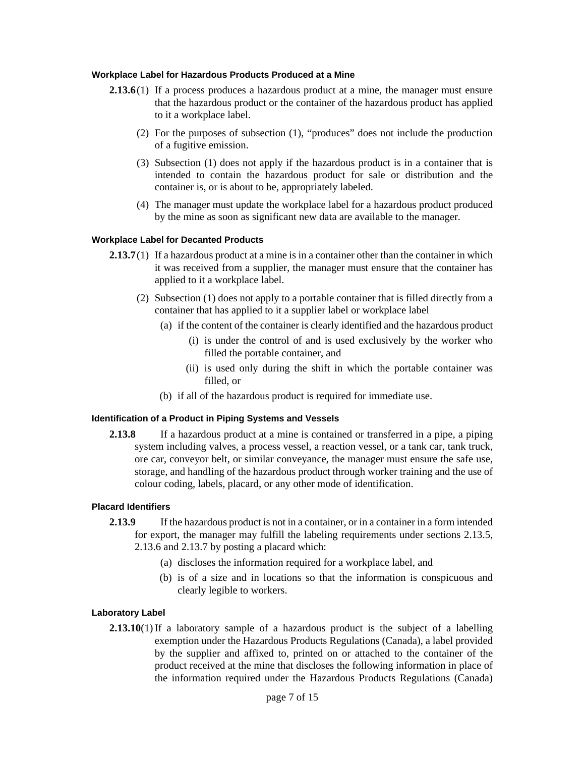#### Workplace Label for Hazardous Products Produced at a Mine

**2.13.6** (1) If a process produces a hazardous product at a mine, the manager must ensure that the hazardous product or the container of the hazardous product has applied to it a workplace label.

(2) For the purposes of subsection (1), “produces” does not include the production of a fugitive emission.

(3) Subsection (1) does not apply if the hazardous product is in a container that is intended to contain the hazardous product for sale or distribution and the container is, or is about to be, appropriately labeled.

(4) The manager must update the workplace label for a hazardous product produced by the mine as soon as significant new data are available to the manager.

#### Workplace Label for Decanted Products

**2.13.7** (1) If a hazardous product at a mine is in a container other than the container in which it was received from a supplier, the manager must ensure that the container has applied to it a workplace label.

(2) Subsection (1) does not apply to a portable container that is filled directly from a container that has applied to it a supplier label or workplace label

- (a) if the content of the container is clearly identified and the hazardous product
  - (i) is under the control of and is used exclusively by the worker who filled the portable container, and
  - (ii) is used only during the shift in which the portable container was filled, or
- (b) if all of the hazardous product is required for immediate use.

#### Identification of a Product in Piping Systems and Vessels

**2.13.8** If a hazardous product at a mine is contained or transferred in a pipe, a piping system including valves, a process vessel, a reaction vessel, or a tank car, tank truck, ore car, conveyor belt, or similar conveyance, the manager must ensure the safe use, storage, and handling of the hazardous product through worker training and the use of colour coding, labels, placard, or any other mode of identification.

#### Placard Identifiers

**2.13.9** If the hazardous product is not in a container, or in a container in a form intended for export, the manager may fulfill the labeling requirements under sections 2.13.5, 2.13.6 and 2.13.7 by posting a placard which:

- (a) discloses the information required for a workplace label, and
- (b) is of a size and in locations so that the information is conspicuous and clearly legible to workers.

#### Laboratory Label

**2.13.10** (1) If a laboratory sample of a hazardous product is the subject of a labelling exemption under the Hazardous Products Regulations (Canada), a label provided by the supplier and affixed to, printed on or attached to the container of the product received at the mine that discloses the following information in place of the information required under the Hazardous Products Regulations (Canada)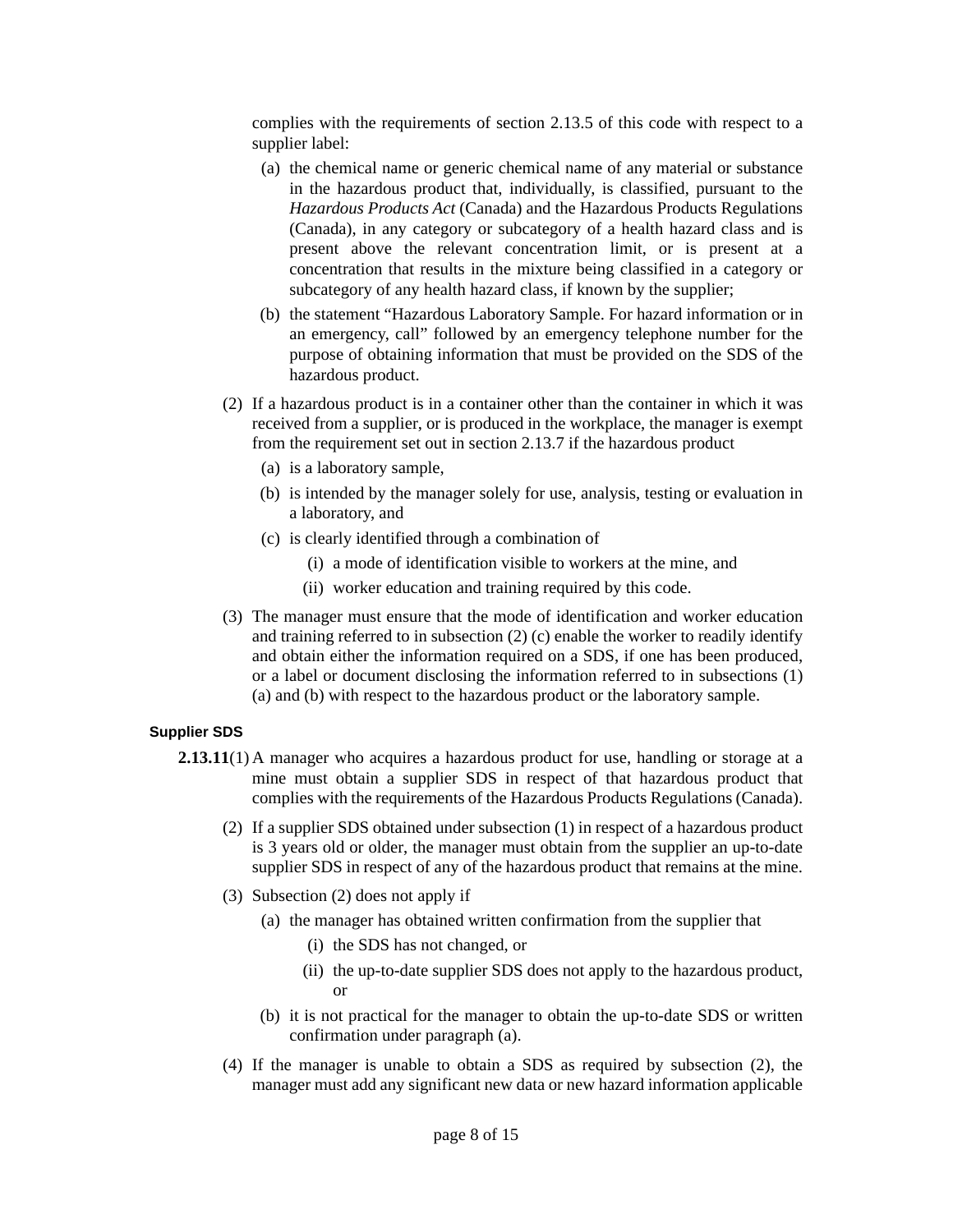complies with the requirements of section 2.13.5 of this code with respect to a supplier label:

(a) the chemical name or generic chemical name of any material or substance in the hazardous product that, individually, is classified, pursuant to the *Hazardous Products Act* (Canada) and the Hazardous Products Regulations (Canada), in any category or subcategory of a health hazard class and is present above the relevant concentration limit, or is present at a concentration that results in the mixture being classified in a category or subcategory of any health hazard class, if known by the supplier;

(b) the statement "Hazardous Laboratory Sample. For hazard information or in an emergency, call" followed by an emergency telephone number for the purpose of obtaining information that must be provided on the SDS of the hazardous product.

(2) If a hazardous product is in a container other than the container in which it was received from a supplier, or is produced in the workplace, the manager is exempt from the requirement set out in section 2.13.7 if the hazardous product

(a) is a laboratory sample,

(b) is intended by the manager solely for use, analysis, testing or evaluation in a laboratory, and

(c) is clearly identified through a combination of

(i) a mode of identification visible to workers at the mine, and

(ii) worker education and training required by this code.

(3) The manager must ensure that the mode of identification and worker education and training referred to in subsection (2) (c) enable the worker to readily identify and obtain either the information required on a SDS, if one has been produced, or a label or document disclosing the information referred to in subsections (1) (a) and (b) with respect to the hazardous product or the laboratory sample.

#### Supplier SDS

**2.13.11**(1) A manager who acquires a hazardous product for use, handling or storage at a mine must obtain a supplier SDS in respect of that hazardous product that complies with the requirements of the Hazardous Products Regulations (Canada).

(2) If a supplier SDS obtained under subsection (1) in respect of a hazardous product is 3 years old or older, the manager must obtain from the supplier an up-to-date supplier SDS in respect of any of the hazardous product that remains at the mine.

(3) Subsection (2) does not apply if

(a) the manager has obtained written confirmation from the supplier that

(i) the SDS has not changed, or

(ii) the up-to-date supplier SDS does not apply to the hazardous product, or

(b) it is not practical for the manager to obtain the up-to-date SDS or written confirmation under paragraph (a).

(4) If the manager is unable to obtain a SDS as required by subsection (2), the manager must add any significant new data or new hazard information applicable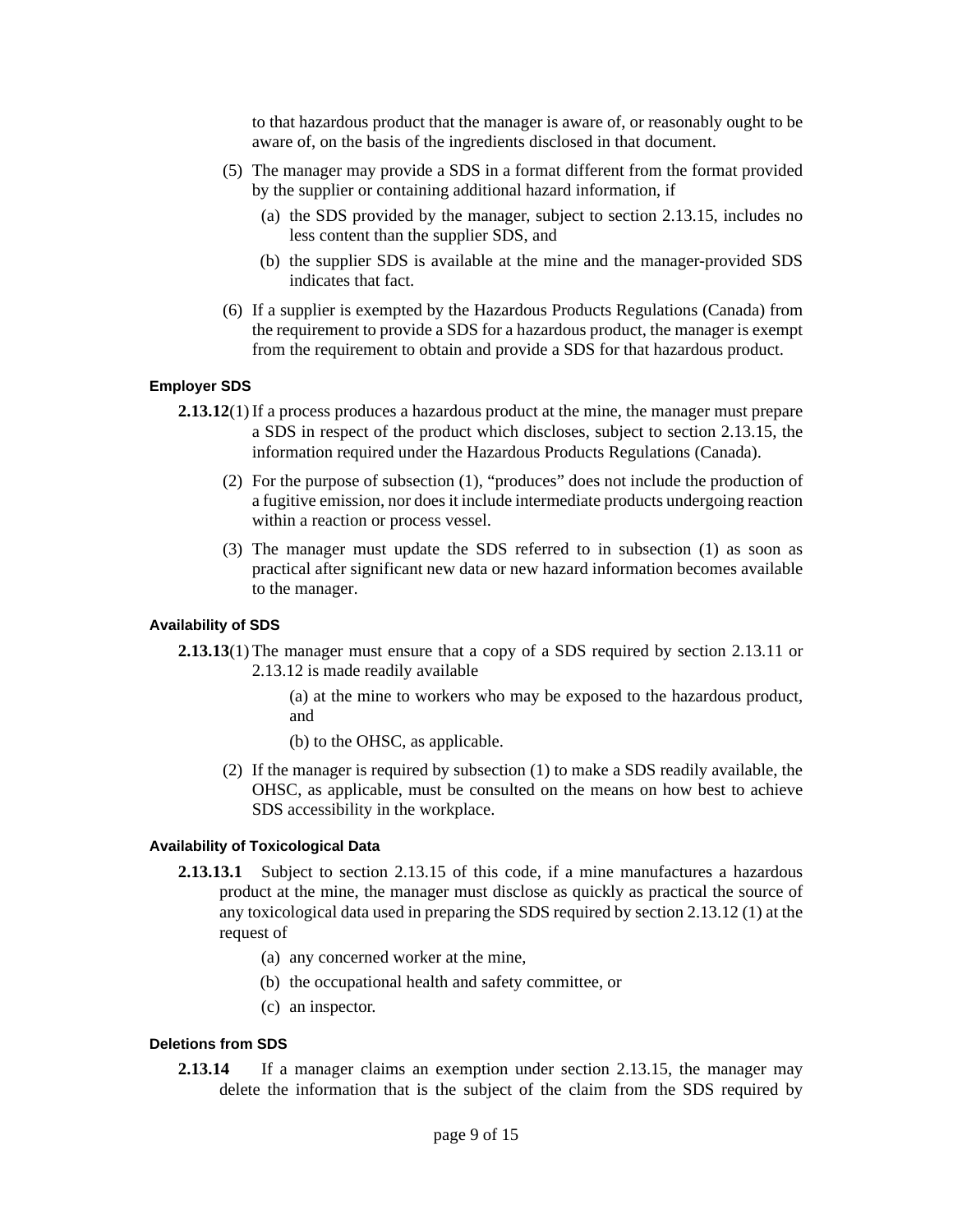to that hazardous product that the manager is aware of, or reasonably ought to be aware of, on the basis of the ingredients disclosed in that document.

(5) The manager may provide a SDS in a format different from the format provided by the supplier or containing additional hazard information, if

(a) the SDS provided by the manager, subject to section 2.13.15, includes no less content than the supplier SDS, and

(b) the supplier SDS is available at the mine and the manager-provided SDS indicates that fact.

(6) If a supplier is exempted by the Hazardous Products Regulations (Canada) from the requirement to provide a SDS for a hazardous product, the manager is exempt from the requirement to obtain and provide a SDS for that hazardous product.

#### Employer SDS

**2.13.12**(1) If a process produces a hazardous product at the mine, the manager must prepare a SDS in respect of the product which discloses, subject to section 2.13.15, the information required under the Hazardous Products Regulations (Canada).

(2) For the purpose of subsection (1), "produces" does not include the production of a fugitive emission, nor does it include intermediate products undergoing reaction within a reaction or process vessel.

(3) The manager must update the SDS referred to in subsection (1) as soon as practical after significant new data or new hazard information becomes available to the manager.

#### Availability of SDS

**2.13.13**(1) The manager must ensure that a copy of a SDS required by section 2.13.11 or 2.13.12 is made readily available

(a) at the mine to workers who may be exposed to the hazardous product, and

(b) to the OHSC, as applicable.

(2) If the manager is required by subsection (1) to make a SDS readily available, the OHSC, as applicable, must be consulted on the means on how best to achieve SDS accessibility in the workplace.

#### Availability of Toxicological Data

**2.13.13.1** Subject to section 2.13.15 of this code, if a mine manufactures a hazardous product at the mine, the manager must disclose as quickly as practical the source of any toxicological data used in preparing the SDS required by section 2.13.12 (1) at the request of

(a) any concerned worker at the mine,

(b) the occupational health and safety committee, or

(c) an inspector.

#### Deletions from SDS

**2.13.14** If a manager claims an exemption under section 2.13.15, the manager may delete the information that is the subject of the claim from the SDS required by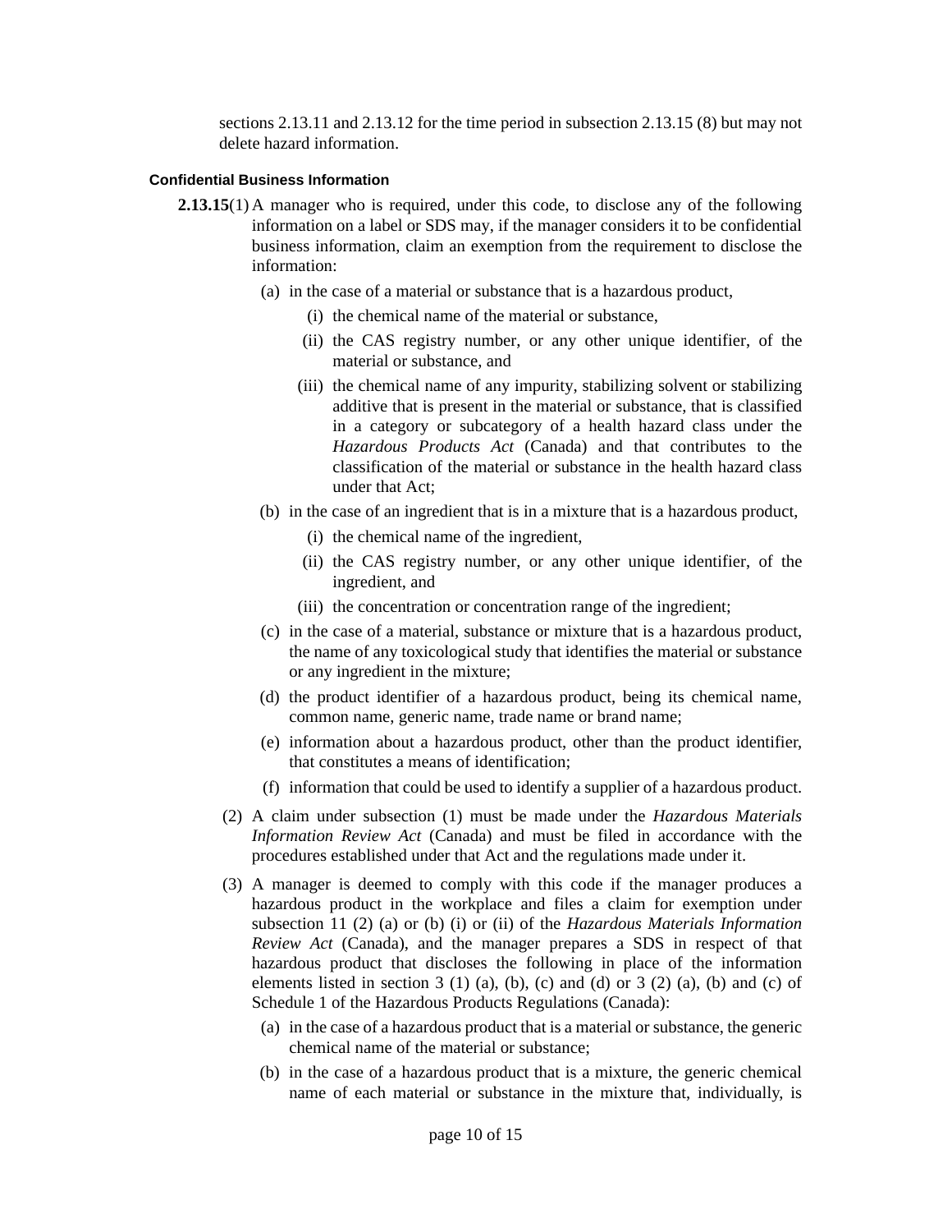sections 2.13.11 and 2.13.12 for the time period in subsection 2.13.15 (8) but may not delete hazard information.

### Confidential Business Information

**2.13.15**(1) A manager who is required, under this code, to disclose any of the following information on a label or SDS may, if the manager considers it to be confidential business information, claim an exemption from the requirement to disclose the information:

- (a) in the case of a material or substance that is a hazardous product,
  - (i) the chemical name of the material or substance,
  - (ii) the CAS registry number, or any other unique identifier, of the material or substance, and
  - (iii) the chemical name of any impurity, stabilizing solvent or stabilizing additive that is present in the material or substance, that is classified in a category or subcategory of a health hazard class under the *Hazardous Products Act* (Canada) and that contributes to the classification of the material or substance in the health hazard class under that Act;
- (b) in the case of an ingredient that is in a mixture that is a hazardous product,
  - (i) the chemical name of the ingredient,
  - (ii) the CAS registry number, or any other unique identifier, of the ingredient, and
  - (iii) the concentration or concentration range of the ingredient;
- (c) in the case of a material, substance or mixture that is a hazardous product, the name of any toxicological study that identifies the material or substance or any ingredient in the mixture;
- (d) the product identifier of a hazardous product, being its chemical name, common name, generic name, trade name or brand name;
- (e) information about a hazardous product, other than the product identifier, that constitutes a means of identification;
- (f) information that could be used to identify a supplier of a hazardous product.

(2) A claim under subsection (1) must be made under the *Hazardous Materials Information Review Act* (Canada) and must be filed in accordance with the procedures established under that Act and the regulations made under it.

(3) A manager is deemed to comply with this code if the manager produces a hazardous product in the workplace and files a claim for exemption under subsection 11 (2) (a) or (b) (i) or (ii) of the *Hazardous Materials Information Review Act* (Canada), and the manager prepares a SDS in respect of that hazardous product that discloses the following in place of the information elements listed in section 3 (1) (a), (b), (c) and (d) or 3 (2) (a), (b) and (c) of Schedule 1 of the Hazardous Products Regulations (Canada):

- (a) in the case of a hazardous product that is a material or substance, the generic chemical name of the material or substance;
- (b) in the case of a hazardous product that is a mixture, the generic chemical name of each material or substance in the mixture that, individually, is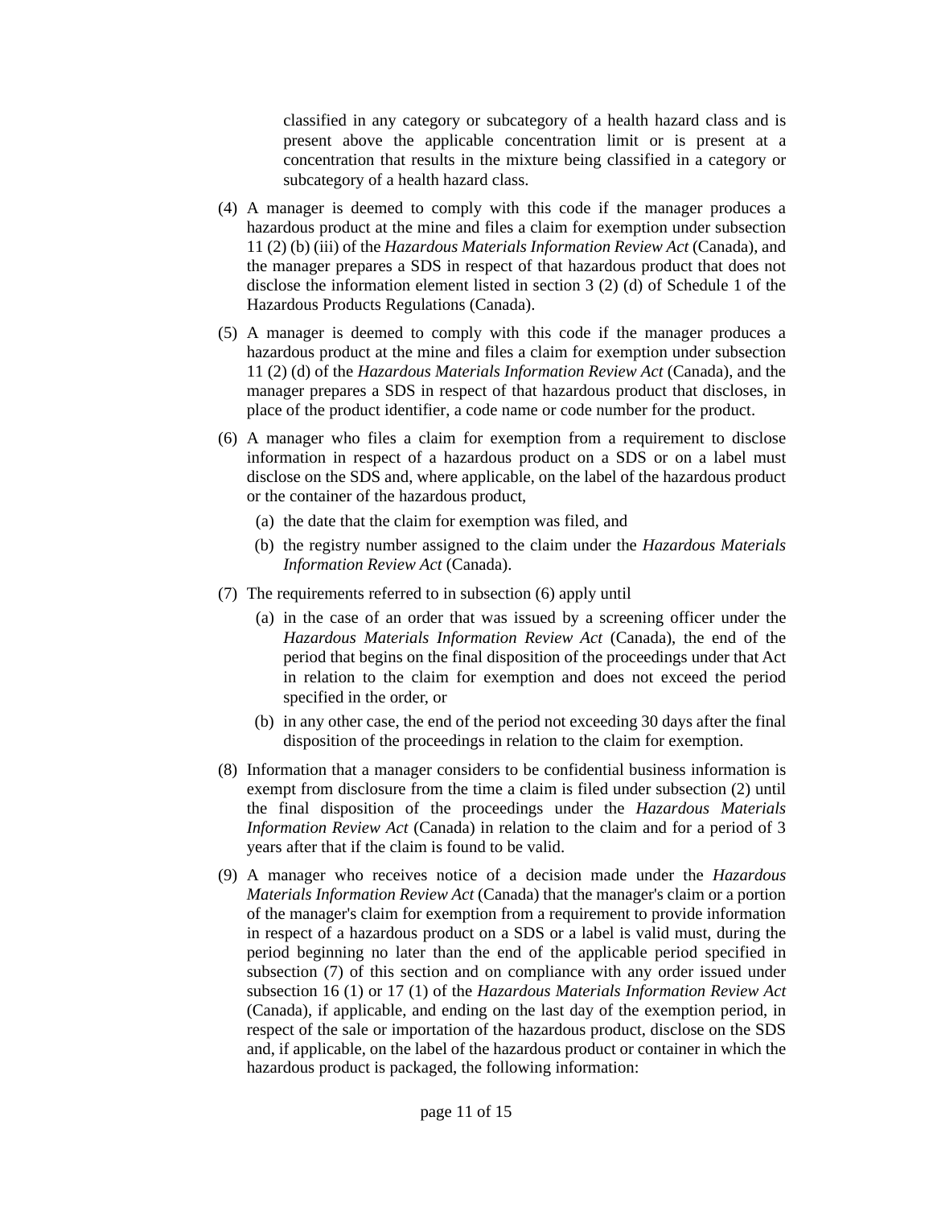classified in any category or subcategory of a health hazard class and is present above the applicable concentration limit or is present at a concentration that results in the mixture being classified in a category or subcategory of a health hazard class.

(4) A manager is deemed to comply with this code if the manager produces a hazardous product at the mine and files a claim for exemption under subsection 11 (2) (b) (iii) of the *Hazardous Materials Information Review Act* (Canada), and the manager prepares a SDS in respect of that hazardous product that does not disclose the information element listed in section 3 (2) (d) of Schedule 1 of the Hazardous Products Regulations (Canada).

(5) A manager is deemed to comply with this code if the manager produces a hazardous product at the mine and files a claim for exemption under subsection 11 (2) (d) of the *Hazardous Materials Information Review Act* (Canada), and the manager prepares a SDS in respect of that hazardous product that discloses, in place of the product identifier, a code name or code number for the product.

(6) A manager who files a claim for exemption from a requirement to disclose information in respect of a hazardous product on a SDS or on a label must disclose on the SDS and, where applicable, on the label of the hazardous product or the container of the hazardous product,

  (a) the date that the claim for exemption was filed, and

  (b) the registry number assigned to the claim under the *Hazardous Materials Information Review Act* (Canada).

(7) The requirements referred to in subsection (6) apply until

  (a) in the case of an order that was issued by a screening officer under the *Hazardous Materials Information Review Act* (Canada), the end of the period that begins on the final disposition of the proceedings under that Act in relation to the claim for exemption and does not exceed the period specified in the order, or

  (b) in any other case, the end of the period not exceeding 30 days after the final disposition of the proceedings in relation to the claim for exemption.

(8) Information that a manager considers to be confidential business information is exempt from disclosure from the time a claim is filed under subsection (2) until the final disposition of the proceedings under the *Hazardous Materials Information Review Act* (Canada) in relation to the claim and for a period of 3 years after that if the claim is found to be valid.

(9) A manager who receives notice of a decision made under the *Hazardous Materials Information Review Act* (Canada) that the manager's claim or a portion of the manager's claim for exemption from a requirement to provide information in respect of a hazardous product on a SDS or a label is valid must, during the period beginning no later than the end of the applicable period specified in subsection (7) of this section and on compliance with any order issued under subsection 16 (1) or 17 (1) of the *Hazardous Materials Information Review Act* (Canada), if applicable, and ending on the last day of the exemption period, in respect of the sale or importation of the hazardous product, disclose on the SDS and, if applicable, on the label of the hazardous product or container in which the hazardous product is packaged, the following information: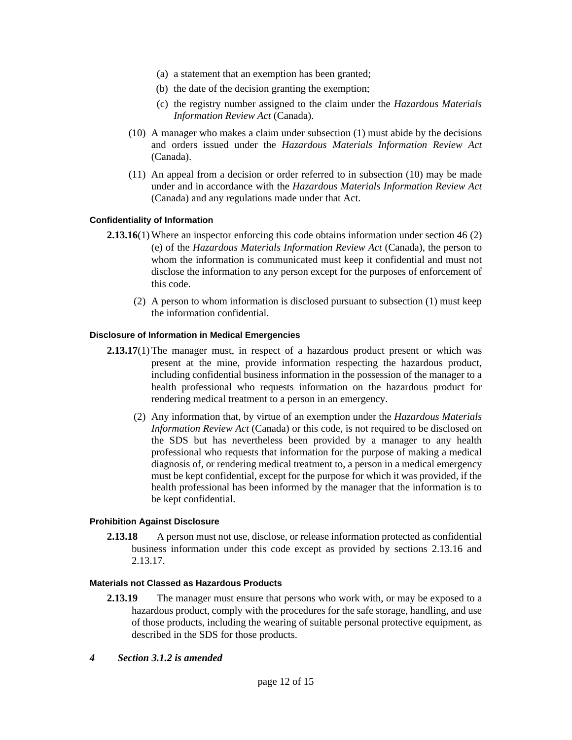(a) a statement that an exemption has been granted;

(b) the date of the decision granting the exemption;

(c) the registry number assigned to the claim under the *Hazardous Materials Information Review Act* (Canada).

(10) A manager who makes a claim under subsection (1) must abide by the decisions and orders issued under the *Hazardous Materials Information Review Act* (Canada).

(11) An appeal from a decision or order referred to in subsection (10) may be made under and in accordance with the *Hazardous Materials Information Review Act* (Canada) and any regulations made under that Act.

#### Confidentiality of Information

**2.13.16**(1) Where an inspector enforcing this code obtains information under section 46 (2) (e) of the *Hazardous Materials Information Review Act* (Canada), the person to whom the information is communicated must keep it confidential and must not disclose the information to any person except for the purposes of enforcement of this code.

(2) A person to whom information is disclosed pursuant to subsection (1) must keep the information confidential.

#### Disclosure of Information in Medical Emergencies

**2.13.17**(1) The manager must, in respect of a hazardous product present or which was present at the mine, provide information respecting the hazardous product, including confidential business information in the possession of the manager to a health professional who requests information on the hazardous product for rendering medical treatment to a person in an emergency.

(2) Any information that, by virtue of an exemption under the *Hazardous Materials Information Review Act* (Canada) or this code, is not required to be disclosed on the SDS but has nevertheless been provided by a manager to any health professional who requests that information for the purpose of making a medical diagnosis of, or rendering medical treatment to, a person in a medical emergency must be kept confidential, except for the purpose for which it was provided, if the health professional has been informed by the manager that the information is to be kept confidential.

#### Prohibition Against Disclosure

**2.13.18** A person must not use, disclose, or release information protected as confidential business information under this code except as provided by sections 2.13.16 and 2.13.17.

#### Materials not Classed as Hazardous Products

**2.13.19** The manager must ensure that persons who work with, or may be exposed to a hazardous product, comply with the procedures for the safe storage, handling, and use of those products, including the wearing of suitable personal protective equipment, as described in the SDS for those products.

***4 Section 3.1.2 is amended***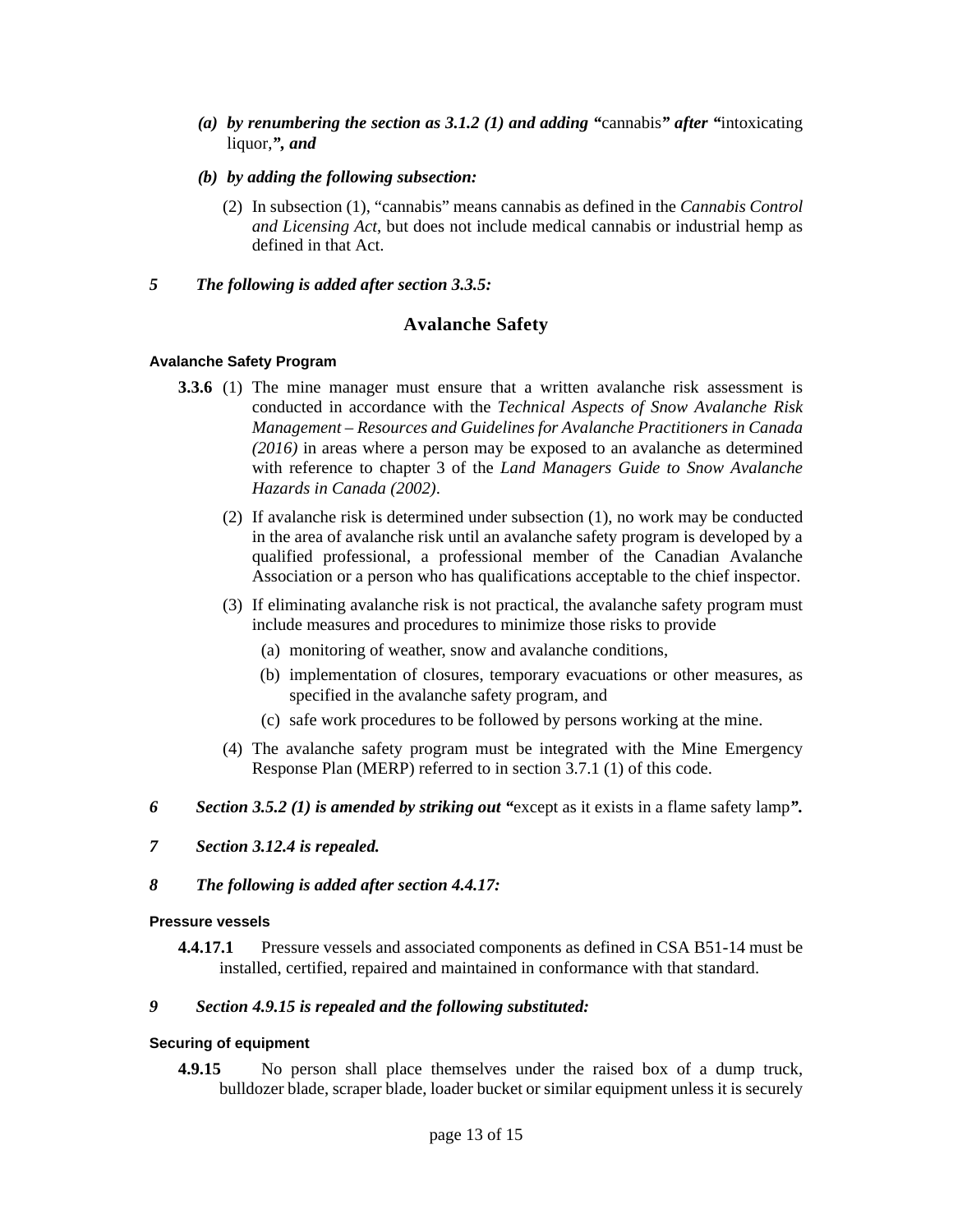*(a) by renumbering the section as 3.1.2 (1) and adding "*cannabis*" after "*intoxicating liquor,*", and*

*(b) by adding the following subsection:*

(2) In subsection (1), "cannabis" means cannabis as defined in the *Cannabis Control and Licensing Act*, but does not include medical cannabis or industrial hemp as defined in that Act.

***5 The following is added after section 3.3.5:***

## Avalanche Safety

#### Avalanche Safety Program

**3.3.6** (1) The mine manager must ensure that a written avalanche risk assessment is conducted in accordance with the *Technical Aspects of Snow Avalanche Risk Management – Resources and Guidelines for Avalanche Practitioners in Canada (2016)* in areas where a person may be exposed to an avalanche as determined with reference to chapter 3 of the *Land Managers Guide to Snow Avalanche Hazards in Canada (2002)*.

(2) If avalanche risk is determined under subsection (1), no work may be conducted in the area of avalanche risk until an avalanche safety program is developed by a qualified professional, a professional member of the Canadian Avalanche Association or a person who has qualifications acceptable to the chief inspector.

(3) If eliminating avalanche risk is not practical, the avalanche safety program must include measures and procedures to minimize those risks to provide

(a) monitoring of weather, snow and avalanche conditions,

(b) implementation of closures, temporary evacuations or other measures, as specified in the avalanche safety program, and

(c) safe work procedures to be followed by persons working at the mine.

(4) The avalanche safety program must be integrated with the Mine Emergency Response Plan (MERP) referred to in section 3.7.1 (1) of this code.

***6 Section 3.5.2 (1) is amended by striking out "****except as it exists in a flame safety lamp****".***

***7 Section 3.12.4 is repealed.***

***8 The following is added after section 4.4.17:***

#### Pressure vessels

**4.4.17.1** Pressure vessels and associated components as defined in CSA B51-14 must be installed, certified, repaired and maintained in conformance with that standard.

***9 Section 4.9.15 is repealed and the following substituted:***

#### Securing of equipment

**4.9.15** No person shall place themselves under the raised box of a dump truck, bulldozer blade, scraper blade, loader bucket or similar equipment unless it is securely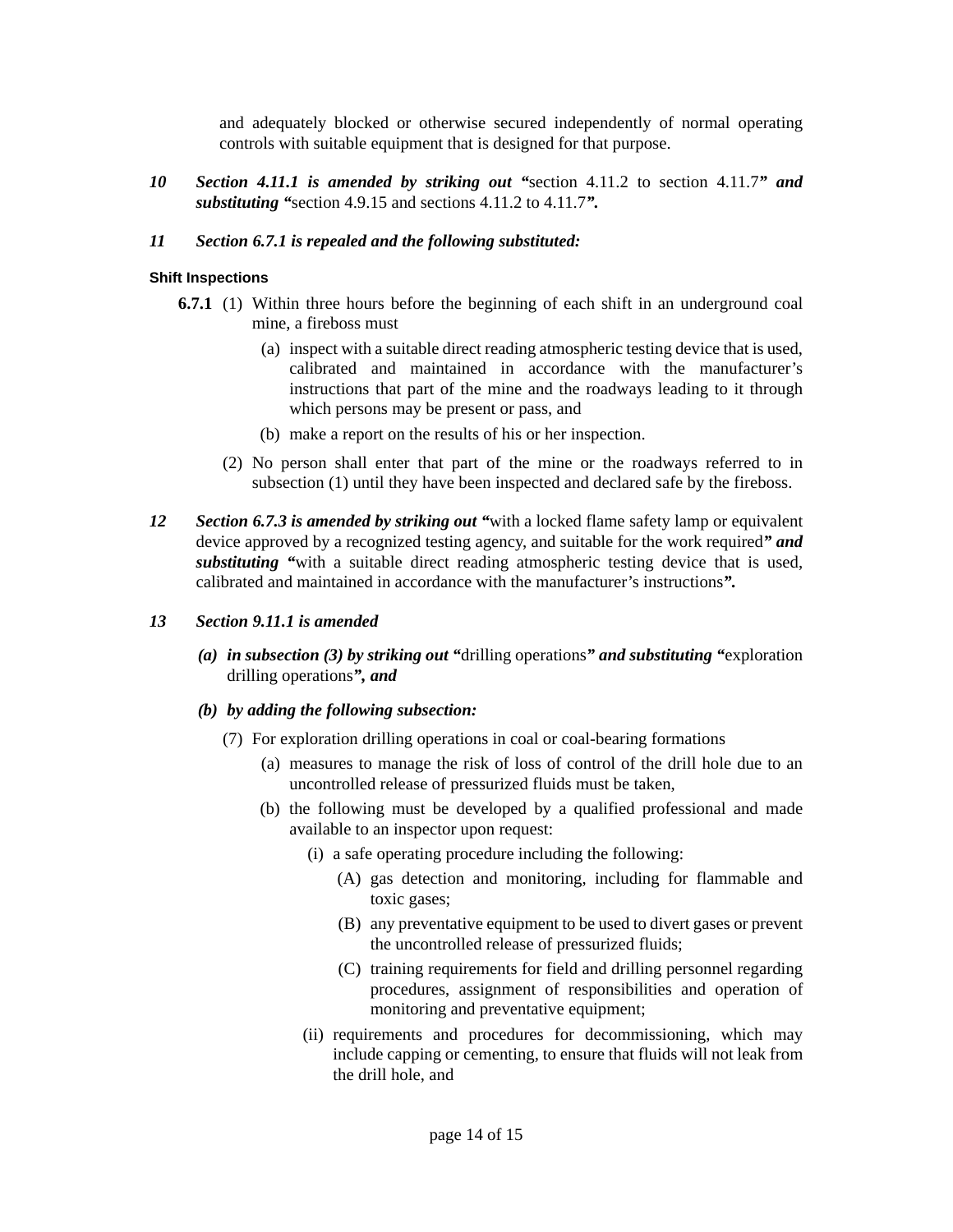and adequately blocked or otherwise secured independently of normal operating controls with suitable equipment that is designed for that purpose.

***10 Section 4.11.1 is amended by striking out*** **"**section 4.11.2 to section 4.11.7***" and substituting "***section 4.9.15 and sections 4.11.2 to 4.11.7***".***

***11 Section 6.7.1 is repealed and the following substituted:***

**Shift Inspections**

**6.7.1** (1) Within three hours before the beginning of each shift in an underground coal mine, a fireboss must

(a) inspect with a suitable direct reading atmospheric testing device that is used, calibrated and maintained in accordance with the manufacturer's instructions that part of the mine and the roadways leading to it through which persons may be present or pass, and

(b) make a report on the results of his or her inspection.

(2) No person shall enter that part of the mine or the roadways referred to in subsection (1) until they have been inspected and declared safe by the fireboss.

***12 Section 6.7.3 is amended by striking out "***with a locked flame safety lamp or equivalent device approved by a recognized testing agency, and suitable for the work required***" and substituting "***with a suitable direct reading atmospheric testing device that is used, calibrated and maintained in accordance with the manufacturer's instructions***".***

***13 Section 9.11.1 is amended***

***(a) in subsection (3) by striking out "***drilling operations***" and substituting "***exploration drilling operations***", and***

***(b) by adding the following subsection:***

(7) For exploration drilling operations in coal or coal-bearing formations

(a) measures to manage the risk of loss of control of the drill hole due to an uncontrolled release of pressurized fluids must be taken,

(b) the following must be developed by a qualified professional and made available to an inspector upon request:

(i) a safe operating procedure including the following:

(A) gas detection and monitoring, including for flammable and toxic gases;

(B) any preventative equipment to be used to divert gases or prevent the uncontrolled release of pressurized fluids;

(C) training requirements for field and drilling personnel regarding procedures, assignment of responsibilities and operation of monitoring and preventative equipment;

(ii) requirements and procedures for decommissioning, which may include capping or cementing, to ensure that fluids will not leak from the drill hole, and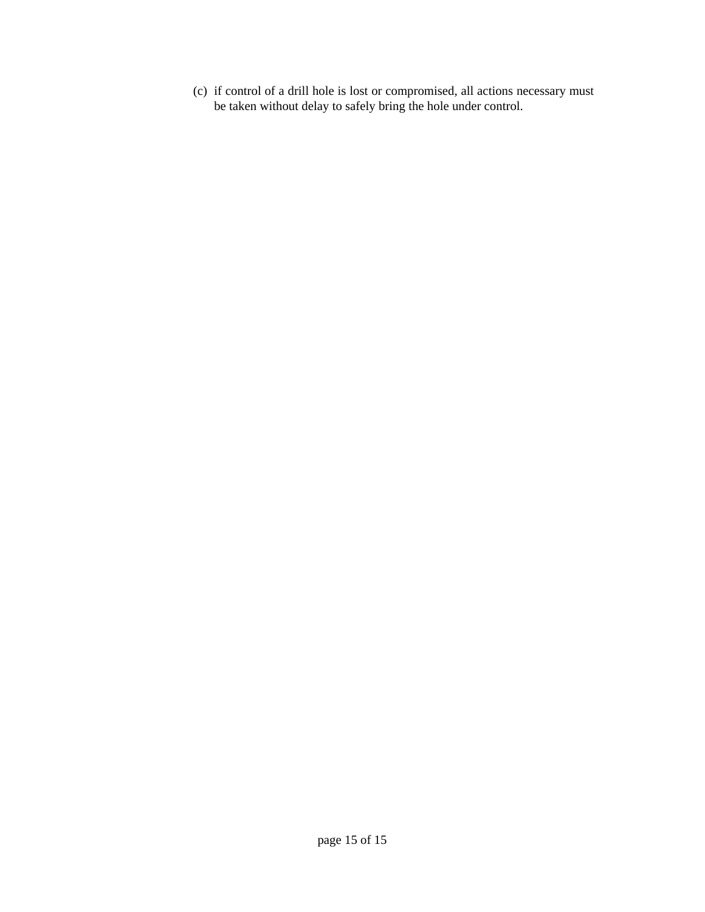(c) if control of a drill hole is lost or compromised, all actions necessary must be taken without delay to safely bring the hole under control.